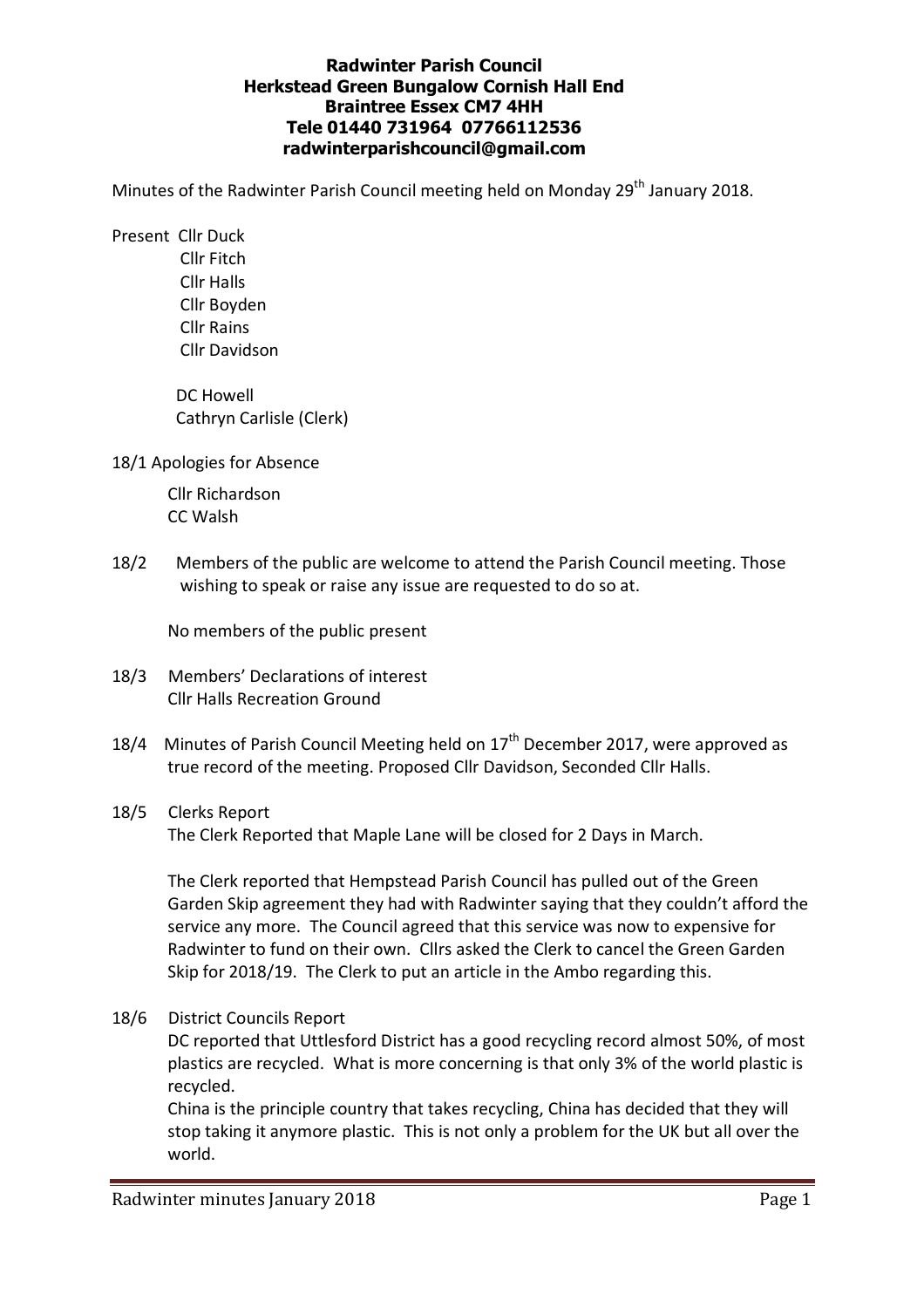**Radwinter Parish Council**
**Herkstead Green Bungalow Cornish Hall End**
**Braintree Essex CM7 4HH**
**Tele 01440 731964 07766112536**
**radwinterparishcouncil@gmail.com**

Minutes of the Radwinter Parish Council meeting held on Monday 29th January 2018.

Present Cllr Duck
Cllr Fitch
Cllr Halls
Cllr Boyden
Cllr Rains
Cllr Davidson

DC Howell
Cathryn Carlisle (Clerk)

18/1 Apologies for Absence

Cllr Richardson
CC Walsh

18/2 Members of the public are welcome to attend the Parish Council meeting. Those wishing to speak or raise any issue are requested to do so at.

No members of the public present

18/3 Members' Declarations of interest
Cllr Halls Recreation Ground

18/4 Minutes of Parish Council Meeting held on 17th December 2017, were approved as true record of the meeting. Proposed Cllr Davidson, Seconded Cllr Halls.

18/5 Clerks Report
The Clerk Reported that Maple Lane will be closed for 2 Days in March.

The Clerk reported that Hempstead Parish Council has pulled out of the Green Garden Skip agreement they had with Radwinter saying that they couldn't afford the service any more. The Council agreed that this service was now to expensive for Radwinter to fund on their own. Cllrs asked the Clerk to cancel the Green Garden Skip for 2018/19. The Clerk to put an article in the Ambo regarding this.

18/6 District Councils Report
DC reported that Uttlesford District has a good recycling record almost 50%, of most plastics are recycled. What is more concerning is that only 3% of the world plastic is recycled.
China is the principle country that takes recycling, China has decided that they will stop taking it anymore plastic. This is not only a problem for the UK but all over the world.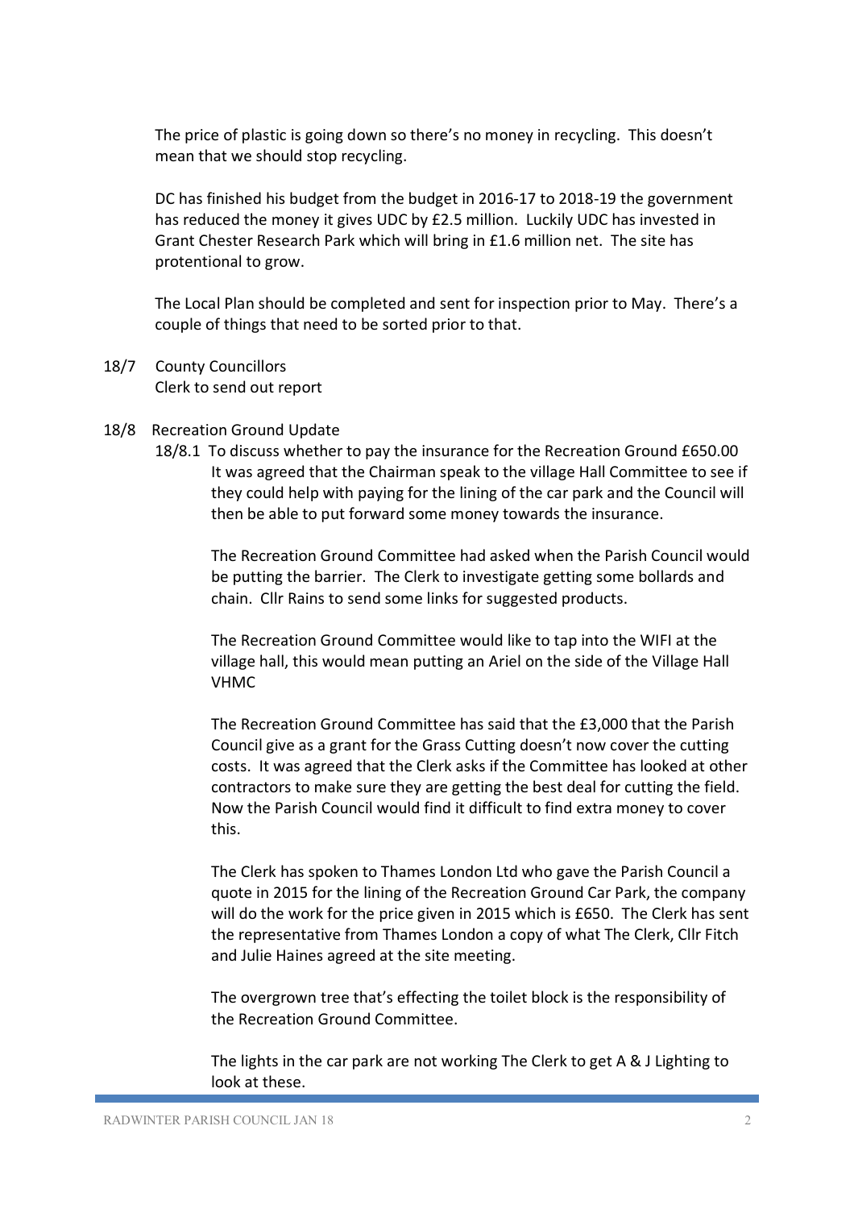The price of plastic is going down so there's no money in recycling. This doesn't mean that we should stop recycling.

DC has finished his budget from the budget in 2016-17 to 2018-19 the government has reduced the money it gives UDC by £2.5 million. Luckily UDC has invested in Grant Chester Research Park which will bring in £1.6 million net. The site has protentional to grow.

The Local Plan should be completed and sent for inspection prior to May. There's a couple of things that need to be sorted prior to that.

18/7 County Councillors
Clerk to send out report

18/8 Recreation Ground Update

18/8.1 To discuss whether to pay the insurance for the Recreation Ground £650.00
It was agreed that the Chairman speak to the village Hall Committee to see if they could help with paying for the lining of the car park and the Council will then be able to put forward some money towards the insurance.

The Recreation Ground Committee had asked when the Parish Council would be putting the barrier. The Clerk to investigate getting some bollards and chain. Cllr Rains to send some links for suggested products.

The Recreation Ground Committee would like to tap into the WIFI at the village hall, this would mean putting an Ariel on the side of the Village Hall VHMC

The Recreation Ground Committee has said that the £3,000 that the Parish Council give as a grant for the Grass Cutting doesn't now cover the cutting costs. It was agreed that the Clerk asks if the Committee has looked at other contractors to make sure they are getting the best deal for cutting the field. Now the Parish Council would find it difficult to find extra money to cover this.

The Clerk has spoken to Thames London Ltd who gave the Parish Council a quote in 2015 for the lining of the Recreation Ground Car Park, the company will do the work for the price given in 2015 which is £650. The Clerk has sent the representative from Thames London a copy of what The Clerk, Cllr Fitch and Julie Haines agreed at the site meeting.

The overgrown tree that's effecting the toilet block is the responsibility of the Recreation Ground Committee.

The lights in the car park are not working The Clerk to get A & J Lighting to look at these.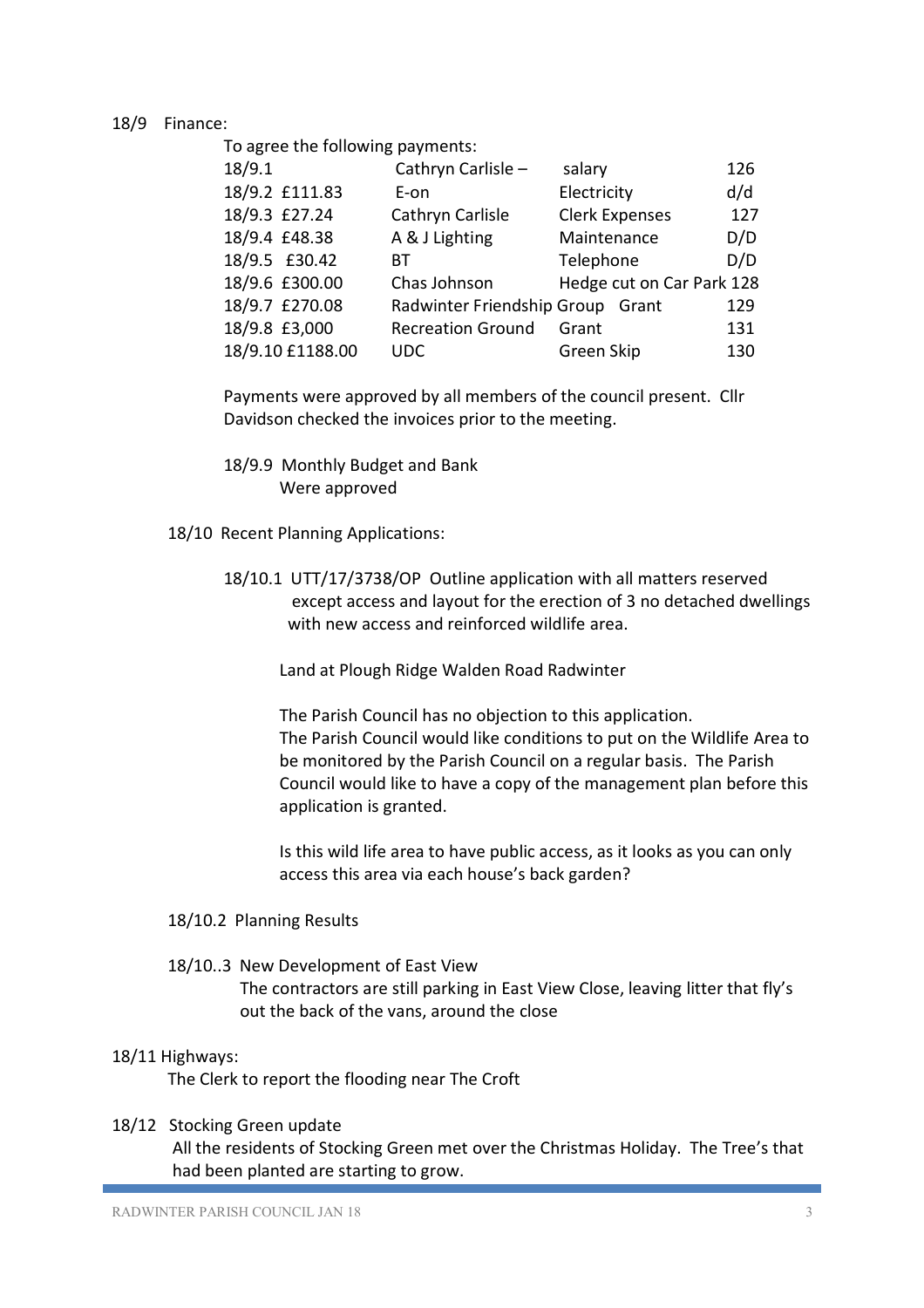18/9 Finance:

To agree the following payments:

| | | | |
|---|---|---|---|
| 18/9.1 | Cathryn Carlisle – | salary | 126 |
| 18/9.2 £111.83 | E-on | Electricity | d/d |
| 18/9.3 £27.24 | Cathryn Carlisle | Clerk Expenses | 127 |
| 18/9.4 £48.38 | A & J Lighting | Maintenance | D/D |
| 18/9.5 £30.42 | BT | Telephone | D/D |
| 18/9.6 £300.00 | Chas Johnson | Hedge cut on Car Park | 128 |
| 18/9.7 £270.08 | Radwinter Friendship Group | Grant | 129 |
| 18/9.8 £3,000 | Recreation Ground | Grant | 131 |
| 18/9.10 £1188.00 | UDC | Green Skip | 130 |

Payments were approved by all members of the council present. Cllr Davidson checked the invoices prior to the meeting.

18/9.9 Monthly Budget and Bank
Were approved

18/10 Recent Planning Applications:

18/10.1 UTT/17/3738/OP Outline application with all matters reserved except access and layout for the erection of 3 no detached dwellings with new access and reinforced wildlife area.

Land at Plough Ridge Walden Road Radwinter

The Parish Council has no objection to this application.
The Parish Council would like conditions to put on the Wildlife Area to be monitored by the Parish Council on a regular basis. The Parish Council would like to have a copy of the management plan before this application is granted.

Is this wild life area to have public access, as it looks as you can only access this area via each house's back garden?

18/10.2 Planning Results

18/10..3 New Development of East View
The contractors are still parking in East View Close, leaving litter that fly's out the back of the vans, around the close

18/11 Highways:
The Clerk to report the flooding near The Croft

18/12 Stocking Green update
All the residents of Stocking Green met over the Christmas Holiday. The Tree's that had been planted are starting to grow.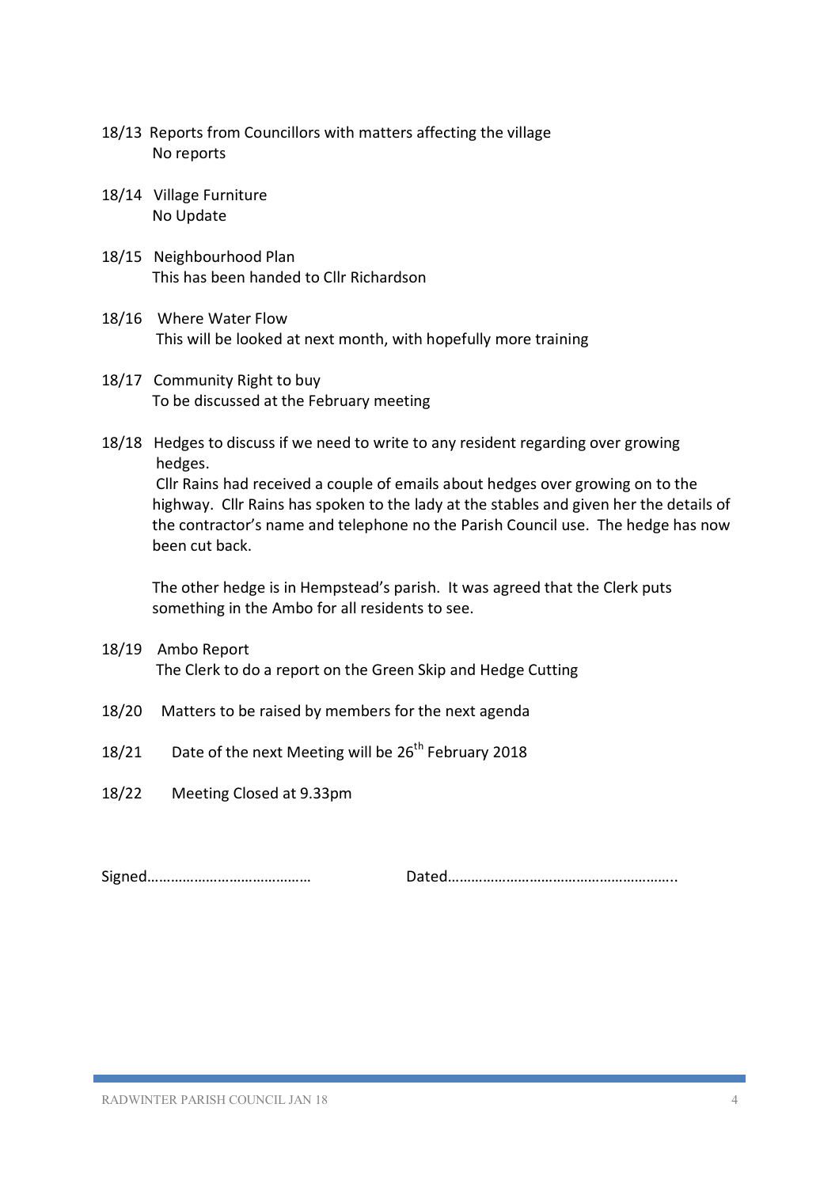18/13 Reports from Councillors with matters affecting the village
No reports

18/14 Village Furniture
No Update

18/15 Neighbourhood Plan
This has been handed to Cllr Richardson

18/16 Where Water Flow
This will be looked at next month, with hopefully more training

18/17 Community Right to buy
To be discussed at the February meeting

18/18 Hedges to discuss if we need to write to any resident regarding over growing hedges.
Cllr Rains had received a couple of emails about hedges over growing on to the highway. Cllr Rains has spoken to the lady at the stables and given her the details of the contractor's name and telephone no the Parish Council use. The hedge has now been cut back.

The other hedge is in Hempstead's parish. It was agreed that the Clerk puts something in the Ambo for all residents to see.

18/19 Ambo Report
The Clerk to do a report on the Green Skip and Hedge Cutting

18/20 Matters to be raised by members for the next agenda

18/21 Date of the next Meeting will be 26th February 2018

18/22 Meeting Closed at 9.33pm

Signed…………………………………… Dated…………………………………………………..